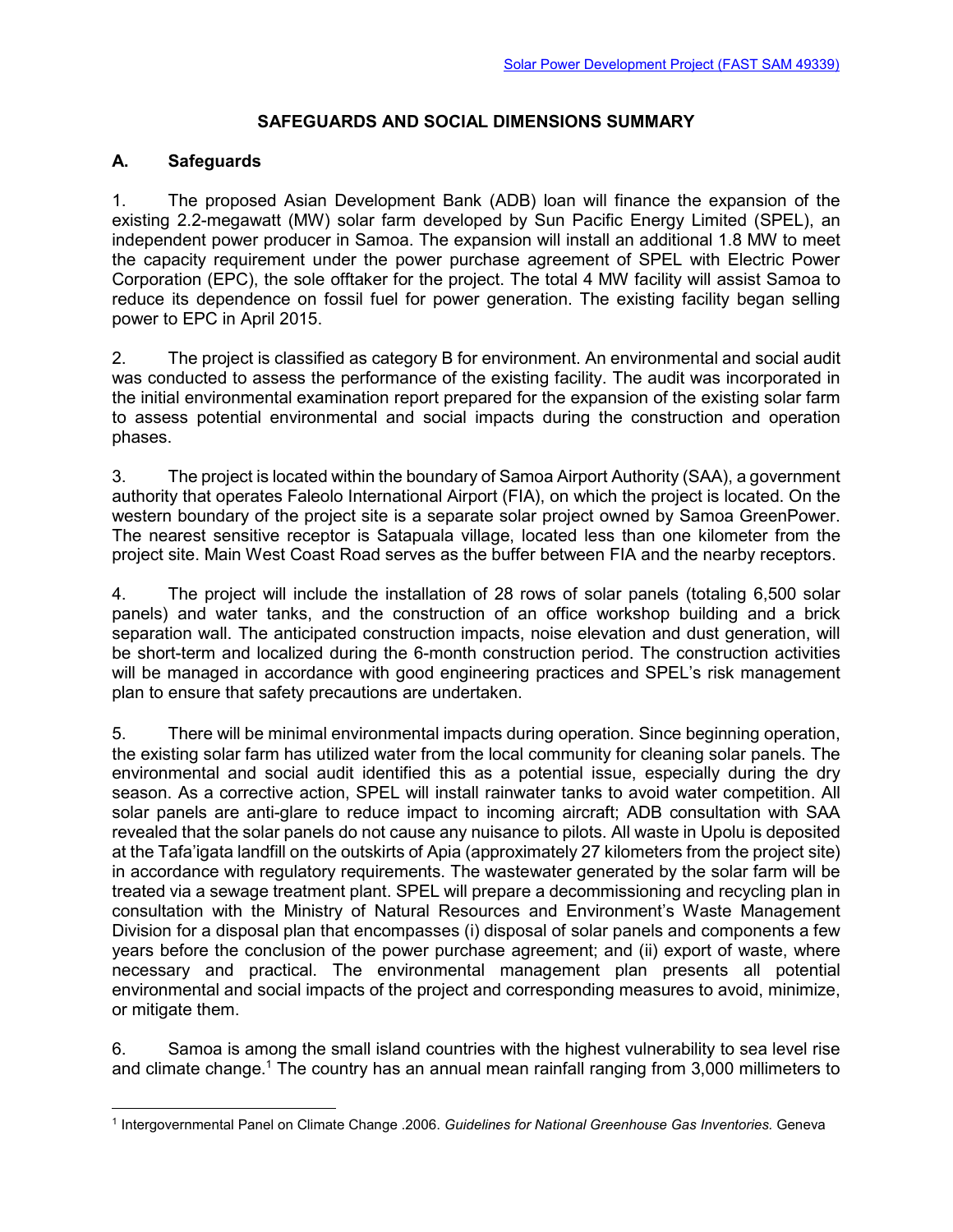# SAFEGUARDS AND SOCIAL DIMENSIONS SUMMARY

## A. Safeguards

1. The proposed Asian Development Bank (ADB) loan will finance the expansion of the existing 2.2-megawatt (MW) solar farm developed by Sun Pacific Energy Limited (SPEL), an independent power producer in Samoa. The expansion will install an additional 1.8 MW to meet the capacity requirement under the power purchase agreement of SPEL with Electric Power Corporation (EPC), the sole offtaker for the project. The total 4 MW facility will assist Samoa to reduce its dependence on fossil fuel for power generation. The existing facility began selling power to EPC in April 2015.

2. The project is classified as category B for environment. An environmental and social audit was conducted to assess the performance of the existing facility. The audit was incorporated in the initial environmental examination report prepared for the expansion of the existing solar farm to assess potential environmental and social impacts during the construction and operation phases.

3. The project is located within the boundary of Samoa Airport Authority (SAA), a government authority that operates Faleolo International Airport (FIA), on which the project is located. On the western boundary of the project site is a separate solar project owned by Samoa GreenPower. The nearest sensitive receptor is Satapuala village, located less than one kilometer from the project site. Main West Coast Road serves as the buffer between FIA and the nearby receptors.

4. The project will include the installation of 28 rows of solar panels (totaling 6,500 solar panels) and water tanks, and the construction of an office workshop building and a brick separation wall. The anticipated construction impacts, noise elevation and dust generation, will be short-term and localized during the 6-month construction period. The construction activities will be managed in accordance with good engineering practices and SPEL's risk management plan to ensure that safety precautions are undertaken.

5. There will be minimal environmental impacts during operation. Since beginning operation, the existing solar farm has utilized water from the local community for cleaning solar panels. The environmental and social audit identified this as a potential issue, especially during the dry season. As a corrective action, SPEL will install rainwater tanks to avoid water competition. All solar panels are anti-glare to reduce impact to incoming aircraft; ADB consultation with SAA revealed that the solar panels do not cause any nuisance to pilots. All waste in Upolu is deposited at the Tafa'igata landfill on the outskirts of Apia (approximately 27 kilometers from the project site) in accordance with regulatory requirements. The wastewater generated by the solar farm will be treated via a sewage treatment plant. SPEL will prepare a decommissioning and recycling plan in consultation with the Ministry of Natural Resources and Environment's Waste Management Division for a disposal plan that encompasses (i) disposal of solar panels and components a few years before the conclusion of the power purchase agreement; and (ii) export of waste, where necessary and practical. The environmental management plan presents all potential environmental and social impacts of the project and corresponding measures to avoid, minimize, or mitigate them.

6. Samoa is among the small island countries with the highest vulnerability to sea level rise and climate change.[1] The country has an annual mean rainfall ranging from 3,000 millimeters to

[1] Intergovernmental Panel on Climate Change .2006. *Guidelines for National Greenhouse Gas Inventories.* Geneva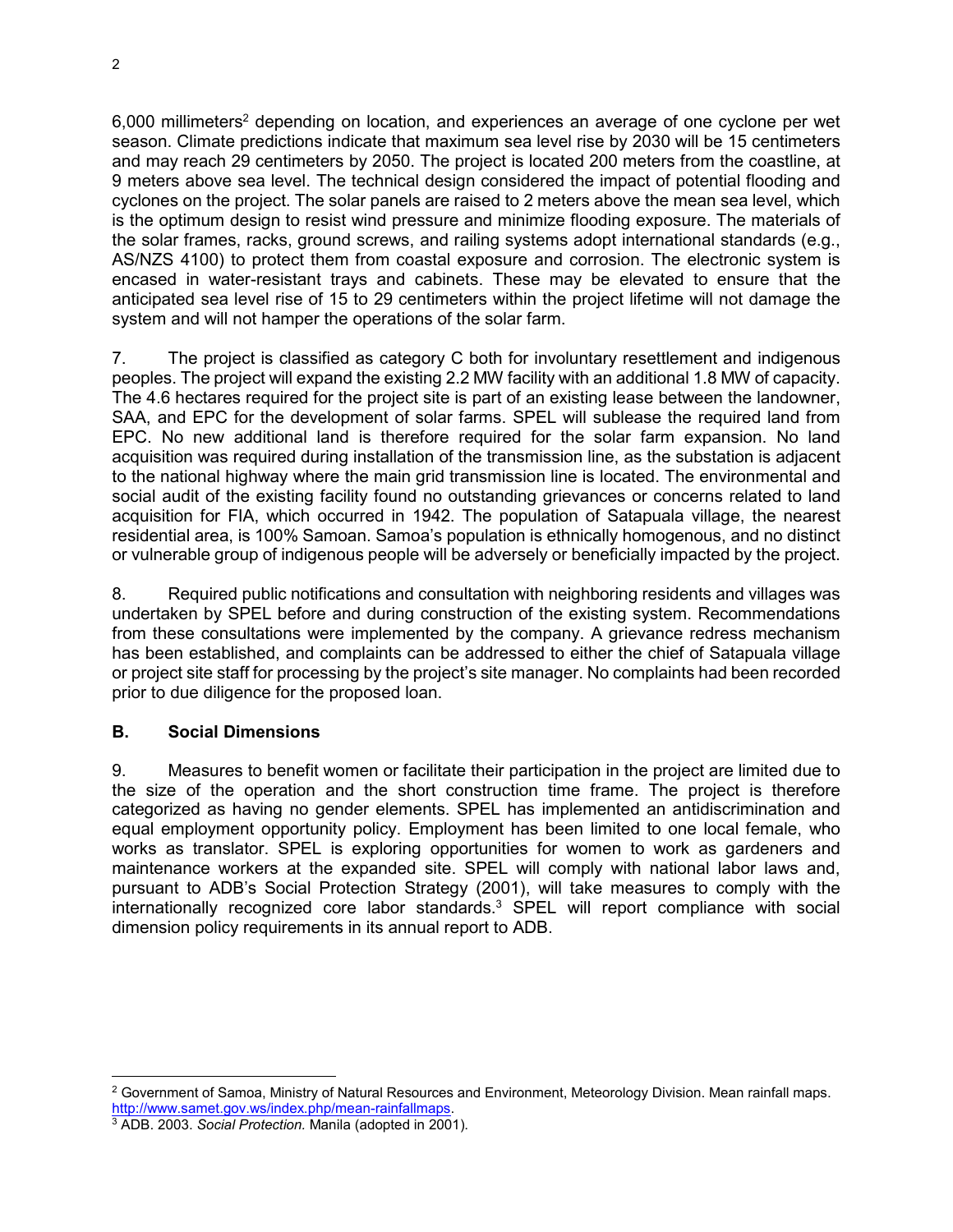6,000 millimeters[2] depending on location, and experiences an average of one cyclone per wet season. Climate predictions indicate that maximum sea level rise by 2030 will be 15 centimeters and may reach 29 centimeters by 2050. The project is located 200 meters from the coastline, at 9 meters above sea level. The technical design considered the impact of potential flooding and cyclones on the project. The solar panels are raised to 2 meters above the mean sea level, which is the optimum design to resist wind pressure and minimize flooding exposure. The materials of the solar frames, racks, ground screws, and railing systems adopt international standards (e.g., AS/NZS 4100) to protect them from coastal exposure and corrosion. The electronic system is encased in water-resistant trays and cabinets. These may be elevated to ensure that the anticipated sea level rise of 15 to 29 centimeters within the project lifetime will not damage the system and will not hamper the operations of the solar farm.

7. The project is classified as category C both for involuntary resettlement and indigenous peoples. The project will expand the existing 2.2 MW facility with an additional 1.8 MW of capacity. The 4.6 hectares required for the project site is part of an existing lease between the landowner, SAA, and EPC for the development of solar farms. SPEL will sublease the required land from EPC. No new additional land is therefore required for the solar farm expansion. No land acquisition was required during installation of the transmission line, as the substation is adjacent to the national highway where the main grid transmission line is located. The environmental and social audit of the existing facility found no outstanding grievances or concerns related to land acquisition for FIA, which occurred in 1942. The population of Satapuala village, the nearest residential area, is 100% Samoan. Samoa's population is ethnically homogenous, and no distinct or vulnerable group of indigenous people will be adversely or beneficially impacted by the project.

8. Required public notifications and consultation with neighboring residents and villages was undertaken by SPEL before and during construction of the existing system. Recommendations from these consultations were implemented by the company. A grievance redress mechanism has been established, and complaints can be addressed to either the chief of Satapuala village or project site staff for processing by the project's site manager. No complaints had been recorded prior to due diligence for the proposed loan.

## B. Social Dimensions

9. Measures to benefit women or facilitate their participation in the project are limited due to the size of the operation and the short construction time frame. The project is therefore categorized as having no gender elements. SPEL has implemented an antidiscrimination and equal employment opportunity policy. Employment has been limited to one local female, who works as translator. SPEL is exploring opportunities for women to work as gardeners and maintenance workers at the expanded site. SPEL will comply with national labor laws and, pursuant to ADB's Social Protection Strategy (2001), will take measures to comply with the internationally recognized core labor standards.[3] SPEL will report compliance with social dimension policy requirements in its annual report to ADB.

---

[2] Government of Samoa, Ministry of Natural Resources and Environment, Meteorology Division. Mean rainfall maps. http://www.samet.gov.ws/index.php/mean-rainfallmaps.

[3] ADB. 2003. *Social Protection.* Manila (adopted in 2001).